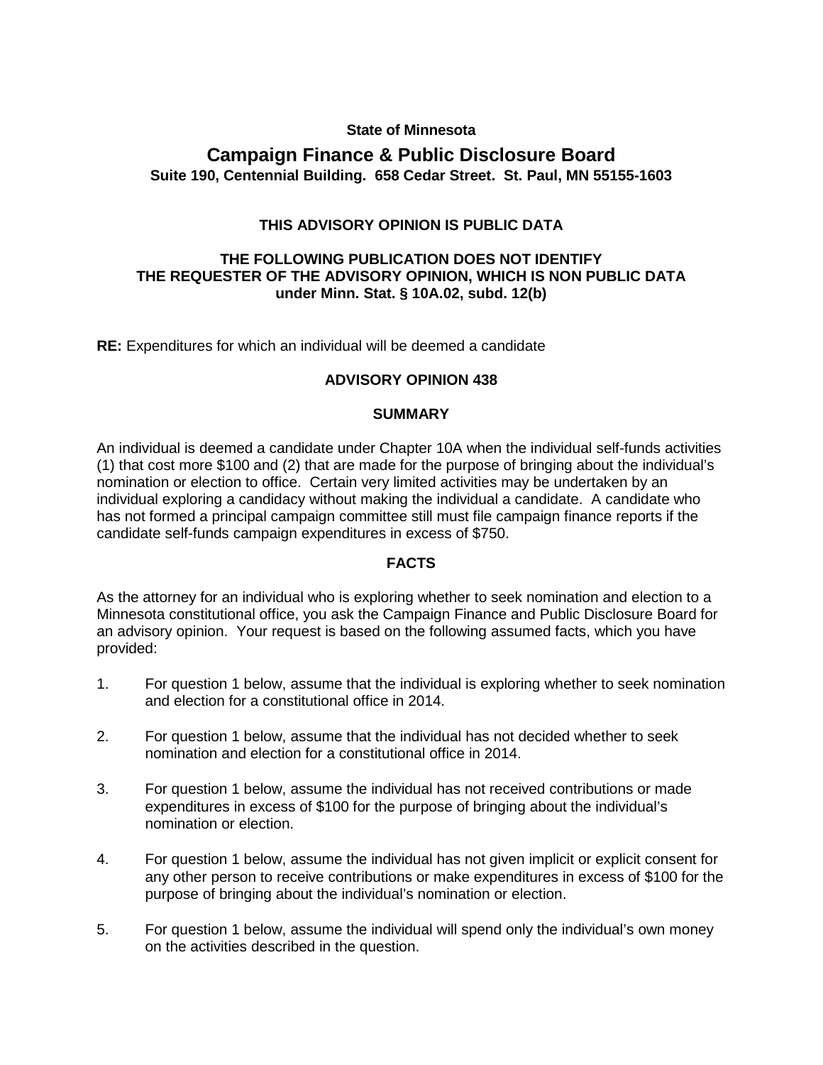**State of Minnesota**

# Campaign Finance & Public Disclosure Board

**Suite 190, Centennial Building. 658 Cedar Street. St. Paul, MN 55155-1603**

**THIS ADVISORY OPINION IS PUBLIC DATA**

**THE FOLLOWING PUBLICATION DOES NOT IDENTIFY THE REQUESTER OF THE ADVISORY OPINION, WHICH IS NON PUBLIC DATA under Minn. Stat. § 10A.02, subd. 12(b)**

**RE:** Expenditures for which an individual will be deemed a candidate

## ADVISORY OPINION 438

### SUMMARY

An individual is deemed a candidate under Chapter 10A when the individual self-funds activities (1) that cost more $100 and (2) that are made for the purpose of bringing about the individual's nomination or election to office. Certain very limited activities may be undertaken by an individual exploring a candidacy without making the individual a candidate. A candidate who has not formed a principal campaign committee still must file campaign finance reports if the candidate self-funds campaign expenditures in excess of $750.

### FACTS

As the attorney for an individual who is exploring whether to seek nomination and election to a Minnesota constitutional office, you ask the Campaign Finance and Public Disclosure Board for an advisory opinion. Your request is based on the following assumed facts, which you have provided:

1. For question 1 below, assume that the individual is exploring whether to seek nomination and election for a constitutional office in 2014.

2. For question 1 below, assume that the individual has not decided whether to seek nomination and election for a constitutional office in 2014.

3. For question 1 below, assume the individual has not received contributions or made expenditures in excess of $100 for the purpose of bringing about the individual's nomination or election.

4. For question 1 below, assume the individual has not given implicit or explicit consent for any other person to receive contributions or make expenditures in excess of $100 for the purpose of bringing about the individual's nomination or election.

5. For question 1 below, assume the individual will spend only the individual's own money on the activities described in the question.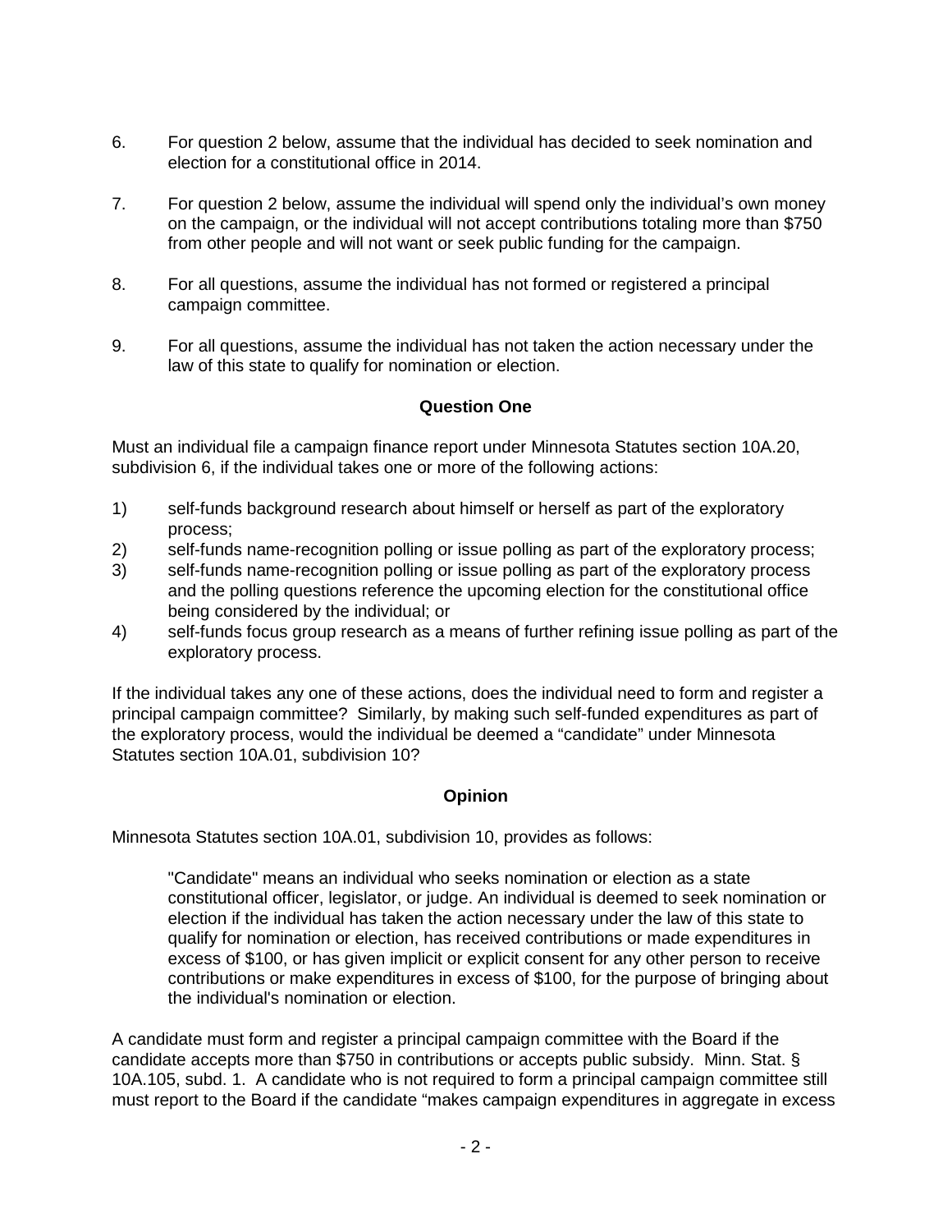6. For question 2 below, assume that the individual has decided to seek nomination and election for a constitutional office in 2014.

7. For question 2 below, assume the individual will spend only the individual's own money on the campaign, or the individual will not accept contributions totaling more than $750 from other people and will not want or seek public funding for the campaign.

8. For all questions, assume the individual has not formed or registered a principal campaign committee.

9. For all questions, assume the individual has not taken the action necessary under the law of this state to qualify for nomination or election.

**Question One**

Must an individual file a campaign finance report under Minnesota Statutes section 10A.20, subdivision 6, if the individual takes one or more of the following actions:

1) self-funds background research about himself or herself as part of the exploratory process;
2) self-funds name-recognition polling or issue polling as part of the exploratory process;
3) self-funds name-recognition polling or issue polling as part of the exploratory process and the polling questions reference the upcoming election for the constitutional office being considered by the individual; or
4) self-funds focus group research as a means of further refining issue polling as part of the exploratory process.

If the individual takes any one of these actions, does the individual need to form and register a principal campaign committee? Similarly, by making such self-funded expenditures as part of the exploratory process, would the individual be deemed a "candidate" under Minnesota Statutes section 10A.01, subdivision 10?

**Opinion**

Minnesota Statutes section 10A.01, subdivision 10, provides as follows:

> "Candidate" means an individual who seeks nomination or election as a state constitutional officer, legislator, or judge. An individual is deemed to seek nomination or election if the individual has taken the action necessary under the law of this state to qualify for nomination or election, has received contributions or made expenditures in excess of $100, or has given implicit or explicit consent for any other person to receive contributions or make expenditures in excess of $100, for the purpose of bringing about the individual's nomination or election.

A candidate must form and register a principal campaign committee with the Board if the candidate accepts more than $750 in contributions or accepts public subsidy. Minn. Stat. § 10A.105, subd. 1. A candidate who is not required to form a principal campaign committee still must report to the Board if the candidate "makes campaign expenditures in aggregate in excess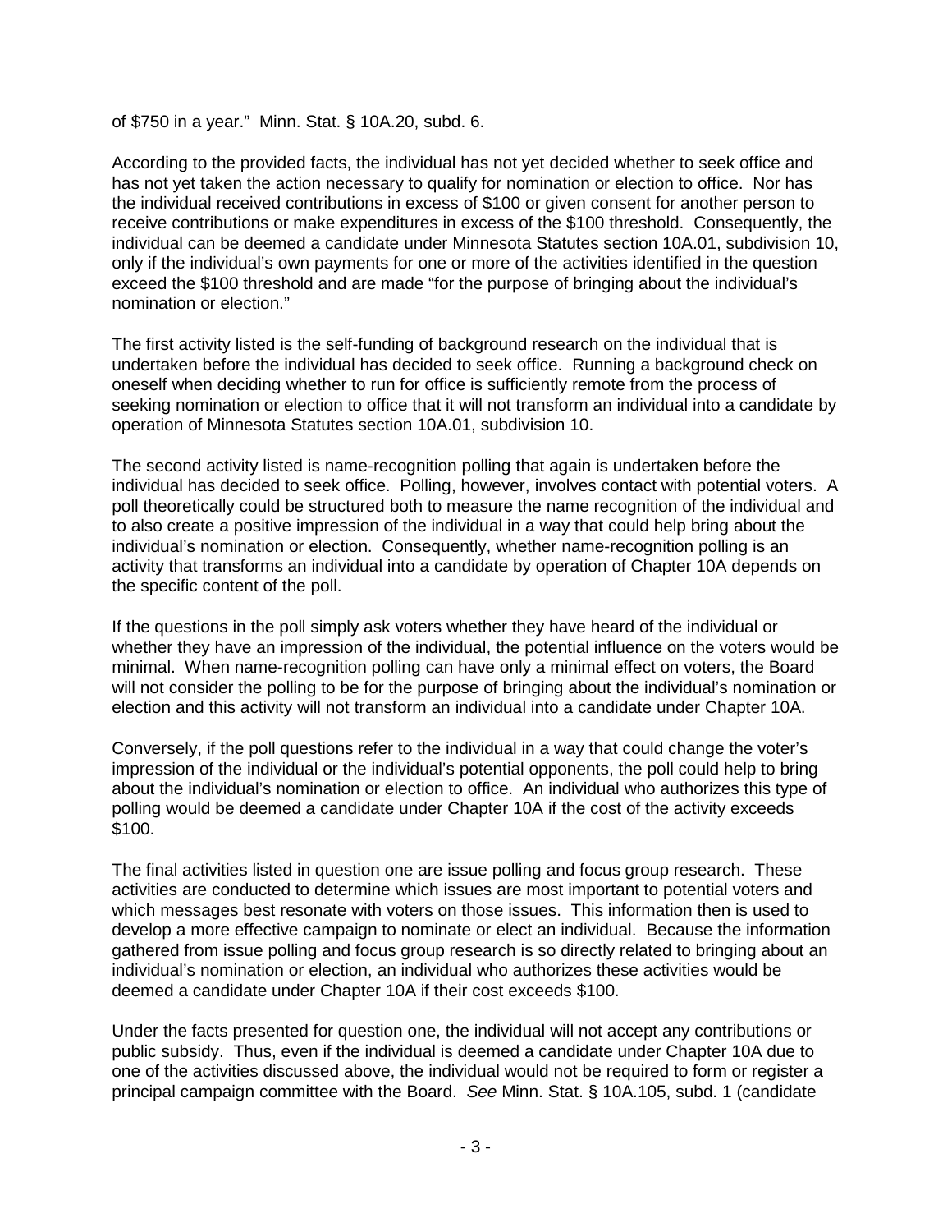of $750 in a year." Minn. Stat. § 10A.20, subd. 6.

According to the provided facts, the individual has not yet decided whether to seek office and has not yet taken the action necessary to qualify for nomination or election to office. Nor has the individual received contributions in excess of $100 or given consent for another person to receive contributions or make expenditures in excess of the $100 threshold. Consequently, the individual can be deemed a candidate under Minnesota Statutes section 10A.01, subdivision 10, only if the individual's own payments for one or more of the activities identified in the question exceed the $100 threshold and are made "for the purpose of bringing about the individual's nomination or election."

The first activity listed is the self-funding of background research on the individual that is undertaken before the individual has decided to seek office. Running a background check on oneself when deciding whether to run for office is sufficiently remote from the process of seeking nomination or election to office that it will not transform an individual into a candidate by operation of Minnesota Statutes section 10A.01, subdivision 10.

The second activity listed is name-recognition polling that again is undertaken before the individual has decided to seek office. Polling, however, involves contact with potential voters. A poll theoretically could be structured both to measure the name recognition of the individual and to also create a positive impression of the individual in a way that could help bring about the individual's nomination or election. Consequently, whether name-recognition polling is an activity that transforms an individual into a candidate by operation of Chapter 10A depends on the specific content of the poll.

If the questions in the poll simply ask voters whether they have heard of the individual or whether they have an impression of the individual, the potential influence on the voters would be minimal. When name-recognition polling can have only a minimal effect on voters, the Board will not consider the polling to be for the purpose of bringing about the individual's nomination or election and this activity will not transform an individual into a candidate under Chapter 10A.

Conversely, if the poll questions refer to the individual in a way that could change the voter's impression of the individual or the individual's potential opponents, the poll could help to bring about the individual's nomination or election to office. An individual who authorizes this type of polling would be deemed a candidate under Chapter 10A if the cost of the activity exceeds $100.

The final activities listed in question one are issue polling and focus group research. These activities are conducted to determine which issues are most important to potential voters and which messages best resonate with voters on those issues. This information then is used to develop a more effective campaign to nominate or elect an individual. Because the information gathered from issue polling and focus group research is so directly related to bringing about an individual's nomination or election, an individual who authorizes these activities would be deemed a candidate under Chapter 10A if their cost exceeds $100.

Under the facts presented for question one, the individual will not accept any contributions or public subsidy. Thus, even if the individual is deemed a candidate under Chapter 10A due to one of the activities discussed above, the individual would not be required to form or register a principal campaign committee with the Board. *See* Minn. Stat. § 10A.105, subd. 1 (candidate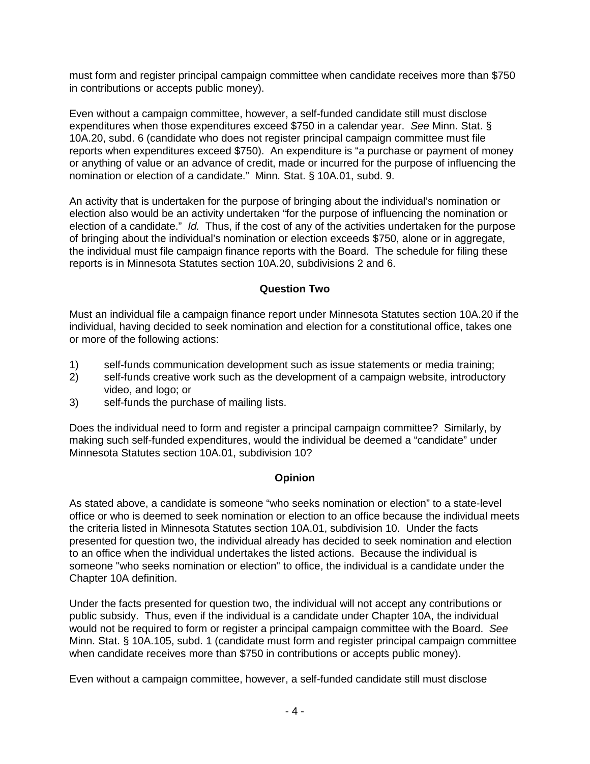must form and register principal campaign committee when candidate receives more than $750 in contributions or accepts public money).

Even without a campaign committee, however, a self-funded candidate still must disclose expenditures when those expenditures exceed $750 in a calendar year. *See* Minn. Stat. § 10A.20, subd. 6 (candidate who does not register principal campaign committee must file reports when expenditures exceed $750). An expenditure is "a purchase or payment of money or anything of value or an advance of credit, made or incurred for the purpose of influencing the nomination or election of a candidate." Minn*.* Stat. § 10A.01, subd. 9.

An activity that is undertaken for the purpose of bringing about the individual's nomination or election also would be an activity undertaken "for the purpose of influencing the nomination or election of a candidate." *Id.* Thus, if the cost of any of the activities undertaken for the purpose of bringing about the individual's nomination or election exceeds $750, alone or in aggregate, the individual must file campaign finance reports with the Board. The schedule for filing these reports is in Minnesota Statutes section 10A.20, subdivisions 2 and 6.

**Question Two**

Must an individual file a campaign finance report under Minnesota Statutes section 10A.20 if the individual, having decided to seek nomination and election for a constitutional office, takes one or more of the following actions:

1) self-funds communication development such as issue statements or media training;
2) self-funds creative work such as the development of a campaign website, introductory video, and logo; or
3) self-funds the purchase of mailing lists.

Does the individual need to form and register a principal campaign committee? Similarly, by making such self-funded expenditures, would the individual be deemed a "candidate" under Minnesota Statutes section 10A.01, subdivision 10?

**Opinion**

As stated above, a candidate is someone "who seeks nomination or election" to a state-level office or who is deemed to seek nomination or election to an office because the individual meets the criteria listed in Minnesota Statutes section 10A.01, subdivision 10. Under the facts presented for question two, the individual already has decided to seek nomination and election to an office when the individual undertakes the listed actions. Because the individual is someone "who seeks nomination or election" to office, the individual is a candidate under the Chapter 10A definition.

Under the facts presented for question two, the individual will not accept any contributions or public subsidy. Thus, even if the individual is a candidate under Chapter 10A, the individual would not be required to form or register a principal campaign committee with the Board. *See* Minn. Stat. § 10A.105, subd. 1 (candidate must form and register principal campaign committee when candidate receives more than $750 in contributions or accepts public money).

Even without a campaign committee, however, a self-funded candidate still must disclose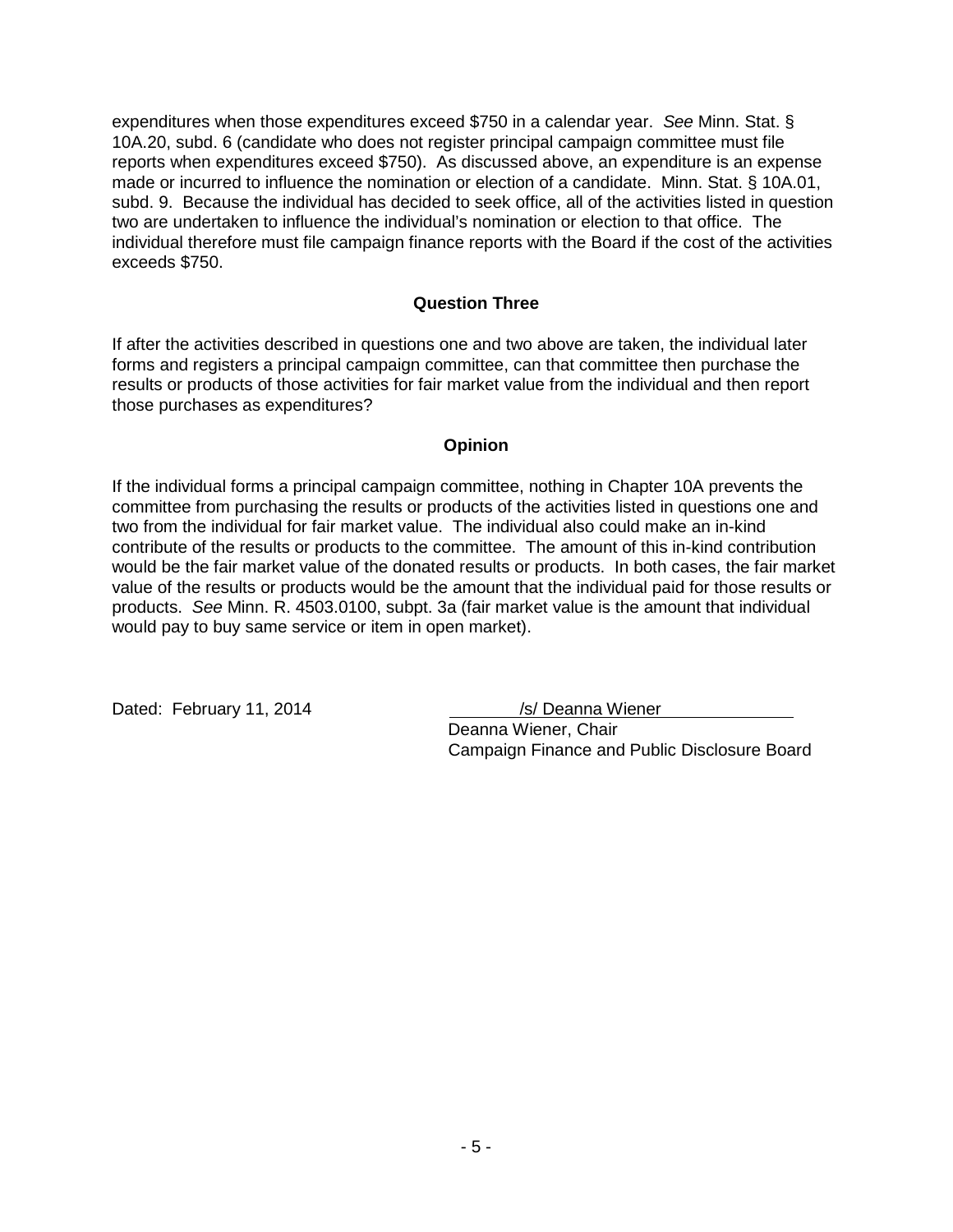expenditures when those expenditures exceed $750 in a calendar year. *See* Minn. Stat. § 10A.20, subd. 6 (candidate who does not register principal campaign committee must file reports when expenditures exceed $750). As discussed above, an expenditure is an expense made or incurred to influence the nomination or election of a candidate. Minn. Stat. § 10A.01, subd. 9. Because the individual has decided to seek office, all of the activities listed in question two are undertaken to influence the individual's nomination or election to that office. The individual therefore must file campaign finance reports with the Board if the cost of the activities exceeds $750.

**Question Three**

If after the activities described in questions one and two above are taken, the individual later forms and registers a principal campaign committee, can that committee then purchase the results or products of those activities for fair market value from the individual and then report those purchases as expenditures?

**Opinion**

If the individual forms a principal campaign committee, nothing in Chapter 10A prevents the committee from purchasing the results or products of the activities listed in questions one and two from the individual for fair market value. The individual also could make an in-kind contribute of the results or products to the committee. The amount of this in-kind contribution would be the fair market value of the donated results or products. In both cases, the fair market value of the results or products would be the amount that the individual paid for those results or products. *See* Minn. R. 4503.0100, subpt. 3a (fair market value is the amount that individual would pay to buy same service or item in open market).

Dated: February 11, 2014

/s/ Deanna Wiener
Deanna Wiener, Chair
Campaign Finance and Public Disclosure Board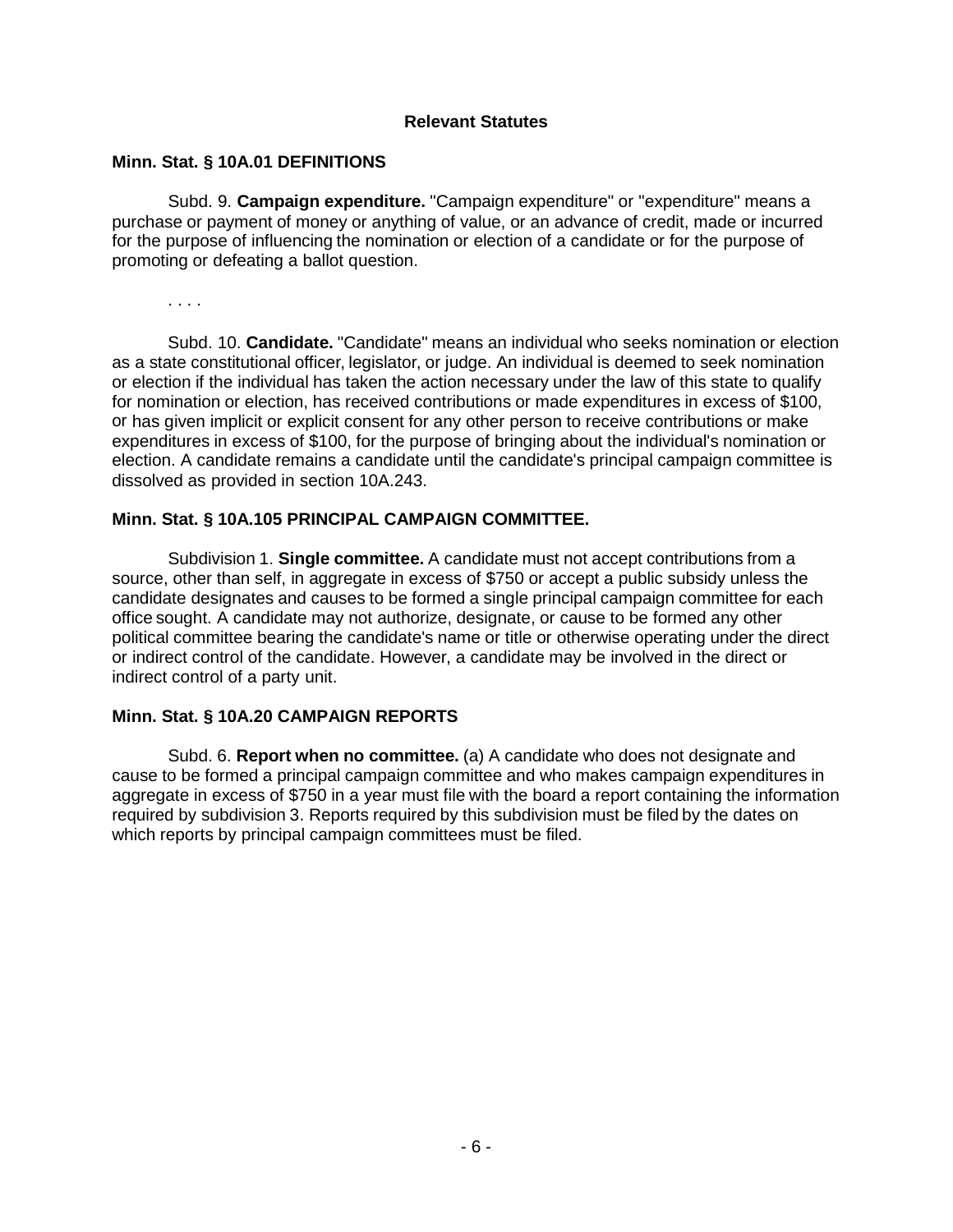## Relevant Statutes

### Minn. Stat. § 10A.01 DEFINITIONS

Subd. 9. **Campaign expenditure.** "Campaign expenditure" or "expenditure" means a purchase or payment of money or anything of value, or an advance of credit, made or incurred for the purpose of influencing the nomination or election of a candidate or for the purpose of promoting or defeating a ballot question.

. . . .

Subd. 10. **Candidate.** "Candidate" means an individual who seeks nomination or election as a state constitutional officer, legislator, or judge. An individual is deemed to seek nomination or election if the individual has taken the action necessary under the law of this state to qualify for nomination or election, has received contributions or made expenditures in excess of $100, or has given implicit or explicit consent for any other person to receive contributions or make expenditures in excess of $100, for the purpose of bringing about the individual's nomination or election. A candidate remains a candidate until the candidate's principal campaign committee is dissolved as provided in section 10A.243.

### Minn. Stat. § 10A.105 PRINCIPAL CAMPAIGN COMMITTEE.

Subdivision 1. **Single committee.** A candidate must not accept contributions from a source, other than self, in aggregate in excess of $750 or accept a public subsidy unless the candidate designates and causes to be formed a single principal campaign committee for each office sought. A candidate may not authorize, designate, or cause to be formed any other political committee bearing the candidate's name or title or otherwise operating under the direct or indirect control of the candidate. However, a candidate may be involved in the direct or indirect control of a party unit.

### Minn. Stat. § 10A.20 CAMPAIGN REPORTS

Subd. 6. **Report when no committee.** (a) A candidate who does not designate and cause to be formed a principal campaign committee and who makes campaign expenditures in aggregate in excess of $750 in a year must file with the board a report containing the information required by subdivision 3. Reports required by this subdivision must be filed by the dates on which reports by principal campaign committees must be filed.